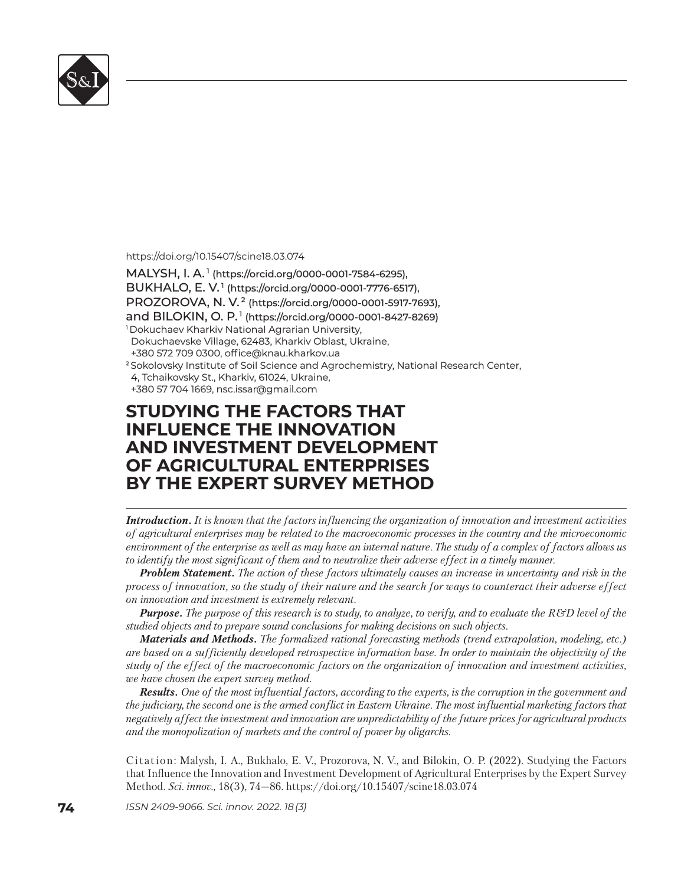https://doi.org/10.15407/scine18.03.074

MALYSH, I. A.[1] (https://orcid.org/0000-0001-7584-6295),
BUKHALO, E. V.[1] (https://orcid.org/0000-0001-7776-6517),
PROZOROVA, N. V.[2] (https://orcid.org/0000-0001-5917-7693),
and BILOKIN, O. P.[1] (https://orcid.org/0000-0001-8427-8269)

[1] Dokuchaev Kharkiv National Agrarian University,
Dokuchaevske Village, 62483, Kharkiv Oblast, Ukraine,
+380 572 709 0300, office@knau.kharkov.ua

[2] Sokolovsky Institute of Soil Science and Agrochemistry, National Research Center,
4, Tchaikovsky St., Kharkiv, 61024, Ukraine,
+380 57 704 1669, nsc.issar@gmail.com

# STUDYING THE FACTORS THAT INFLUENCE THE INNOVATION AND INVESTMENT DEVELOPMENT OF AGRICULTURAL ENTERPRISES BY THE EXPERT SURVEY METHOD

***Introduction.*** *It is known that the factors influencing the organization of innovation and investment activities of agricultural enterprises may be related to the macroeconomic processes in the country and the microeconomic environment of the enterprise as well as may have an internal nature. The study of a complex of factors allows us to identify the most significant of them and to neutralize their adverse effect in a timely manner.*

***Problem Statement.*** *The action of these factors ultimately causes an increase in uncertainty and risk in the process of innovation, so the study of their nature and the search for ways to counteract their adverse effect on innovation and investment is extremely relevant.*

***Purpose.*** *The purpose of this research is to study, to analyze, to verify, and to evaluate the R&D level of the studied objects and to prepare sound conclusions for making decisions on such objects.*

***Materials and Methods.*** *The formalized rational forecasting methods (trend extrapolation, modeling, etc.) are based on a sufficiently developed retrospective information base. In order to maintain the objectivity of the study of the effect of the macroeconomic factors on the organization of innovation and investment activities, we have chosen the expert survey method.*

***Results.*** *One of the most influential factors, according to the experts, is the corruption in the government and the judiciary, the second one is the armed conflict in Eastern Ukraine. The most influential marketing factors that negatively affect the investment and innovation are unpredictability of the future prices for agricultural products and the monopolization of markets and the control of power by oligarchs.*

Citation: Malysh, I. A., Bukhalo, E. V., Prozorova, N. V., and Bilokin, O. P. (2022). Studying the Factors that Influence the Innovation and Investment Development of Agricultural Enterprises by the Expert Survey Method. *Sci. innov.*, 18(3), 74—86. https://doi.org/10.15407/scine18.03.074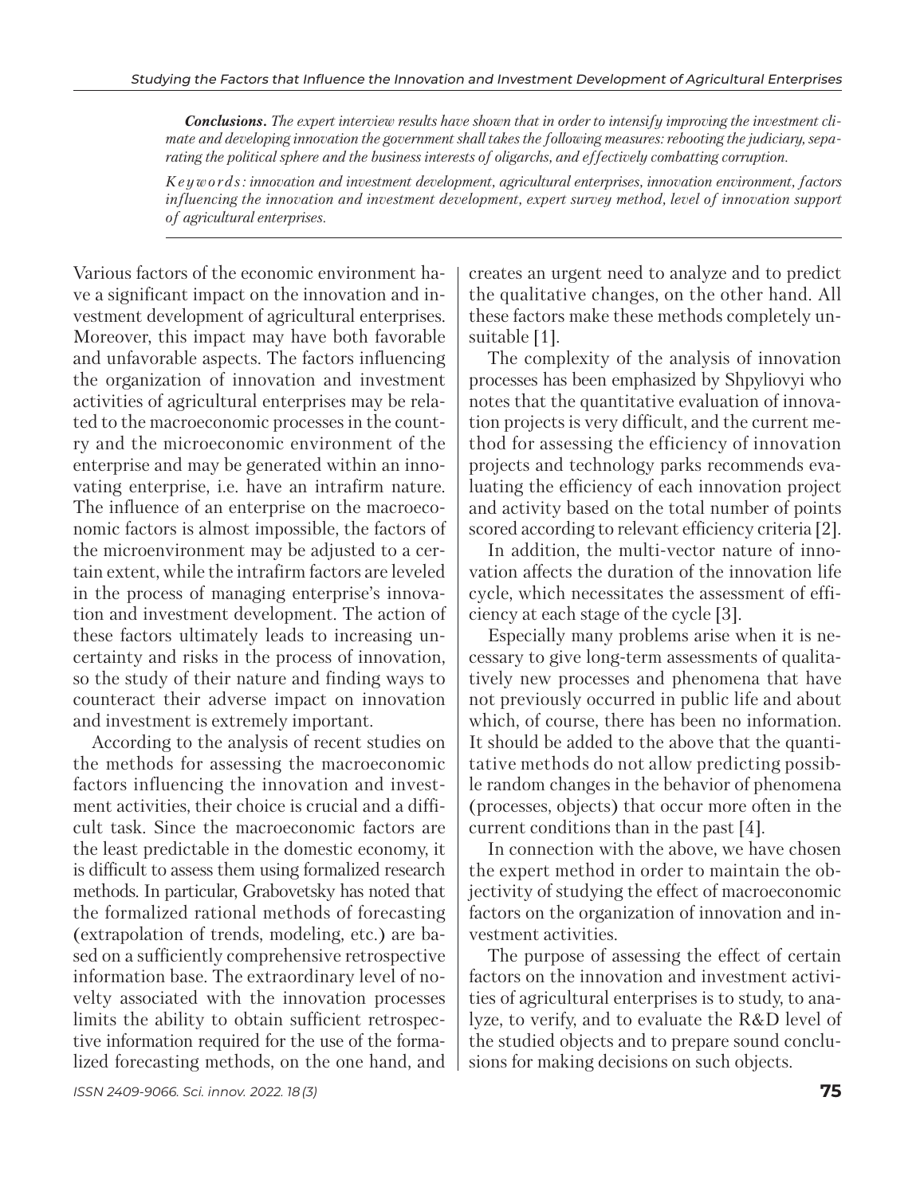***Conclusions.*** *The expert interview results have shown that in order to intensify improving the investment climate and developing innovation the government shall takes the following measures: rebooting the judiciary, separating the political sphere and the business interests of oligarchs, and effectively combatting corruption.*

*Keywords: innovation and investment development, agricultural enterprises, innovation environment, factors influencing the innovation and investment development, expert survey method, level of innovation support of agricultural enterprises.*

---

Various factors of the economic environment have a significant impact on the innovation and investment development of agricultural enterprises. Moreover, this impact may have both favorable and unfavorable aspects. The factors influencing the organization of innovation and investment activities of agricultural enterprises may be related to the macroeconomic processes in the country and the microeconomic environment of the enterprise and may be generated within an innovating enterprise, i.e. have an intrafirm nature. The influence of an enterprise on the macroeconomic factors is almost impossible, the factors of the microenvironment may be adjusted to a certain extent, while the intrafirm factors are leveled in the process of managing enterprise's innovation and investment development. The action of these factors ultimately leads to increasing uncertainty and risks in the process of innovation, so the study of their nature and finding ways to counteract their adverse impact on innovation and investment is extremely important.

According to the analysis of recent studies on the methods for assessing the macroeconomic factors influencing the innovation and investment activities, their choice is crucial and a difficult task. Since the macroeconomic factors are the least predictable in the domestic economy, it is difficult to assess them using formalized research methods. In particular, Grabovetsky has noted that the formalized rational methods of forecasting (extrapolation of trends, modeling, etc.) are based on a sufficiently comprehensive retrospective information base. The extraordinary level of novelty associated with the innovation processes limits the ability to obtain sufficient retrospective information required for the use of the formalized forecasting methods, on the one hand, and creates an urgent need to analyze and to predict the qualitative changes, on the other hand. All these factors make these methods completely unsuitable [1].

The complexity of the analysis of innovation processes has been emphasized by Shpyliovyi who notes that the quantitative evaluation of innovation projects is very difficult, and the current method for assessing the efficiency of innovation projects and technology parks recommends evaluating the efficiency of each innovation project and activity based on the total number of points scored according to relevant efficiency criteria [2].

In addition, the multi-vector nature of innovation affects the duration of the innovation life cycle, which necessitates the assessment of efficiency at each stage of the cycle [3].

Especially many problems arise when it is necessary to give long-term assessments of qualitatively new processes and phenomena that have not previously occurred in public life and about which, of course, there has been no information. It should be added to the above that the quantitative methods do not allow predicting possible random changes in the behavior of phenomena (processes, objects) that occur more often in the current conditions than in the past [4].

In connection with the above, we have chosen the expert method in order to maintain the objectivity of studying the effect of macroeconomic factors on the organization of innovation and investment activities.

The purpose of assessing the effect of certain factors on the innovation and investment activities of agricultural enterprises is to study, to analyze, to verify, and to evaluate the R&D level of the studied objects and to prepare sound conclusions for making decisions on such objects.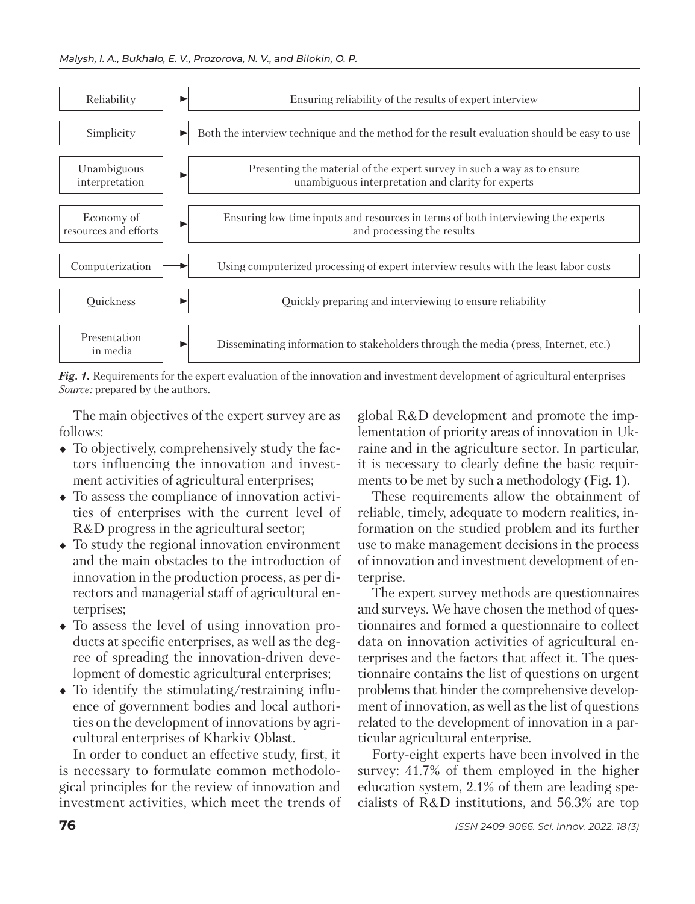| Requirement | Description |
| --- | --- |
| Reliability | Ensuring reliability of the results of expert interview |
| Simplicity | Both the interview technique and the method for the result evaluation should be easy to use |
| Unambiguous interpretation | Presenting the material of the expert survey in such a way as to ensure unambiguous interpretation and clarity for experts |
| Economy of resources and efforts | Ensuring low time inputs and resources in terms of both interviewing the experts and processing the results |
| Computerization | Using computerized processing of expert interview results with the least labor costs |
| Quickness | Quickly preparing and interviewing to ensure reliability |
| Presentation in media | Disseminating information to stakeholders through the media (press, Internet, etc.) |

***Fig. 1.*** Requirements for the expert evaluation of the innovation and investment development of agricultural enterprises
*Source:* prepared by the authors.

The main objectives of the expert survey are as follows:

- To objectively, comprehensively study the factors influencing the innovation and investment activities of agricultural enterprises;
- To assess the compliance of innovation activities of enterprises with the current level of R&D progress in the agricultural sector;
- To study the regional innovation environment and the main obstacles to the introduction of innovation in the production process, as per directors and managerial staff of agricultural enterprises;
- To assess the level of using innovation products at specific enterprises, as well as the degree of spreading the innovation-driven development of domestic agricultural enterprises;
- To identify the stimulating/restraining influence of government bodies and local authorities on the development of innovations by agricultural enterprises of Kharkiv Oblast.

In order to conduct an effective study, first, it is necessary to formulate common methodological principles for the review of innovation and investment activities, which meet the trends of global R&D development and promote the implementation of priority areas of innovation in Ukraine and in the agriculture sector. In particular, it is necessary to clearly define the basic requirments to be met by such a methodology (Fig. 1).

These requirements allow the obtainment of reliable, timely, adequate to modern realities, information on the studied problem and its further use to make management decisions in the process of innovation and investment development of enterprise.

The expert survey methods are questionnaires and surveys. We have chosen the method of questionnaires and formed a questionnaire to collect data on innovation activities of agricultural enterprises and the factors that affect it. The questionnaire contains the list of questions on urgent problems that hinder the comprehensive development of innovation, as well as the list of questions related to the development of innovation in a particular agricultural enterprise.

Forty-eight experts have been involved in the survey: 41.7% of them employed in the higher education system, 2.1% of them are leading specialists of R&D institutions, and 56.3% are top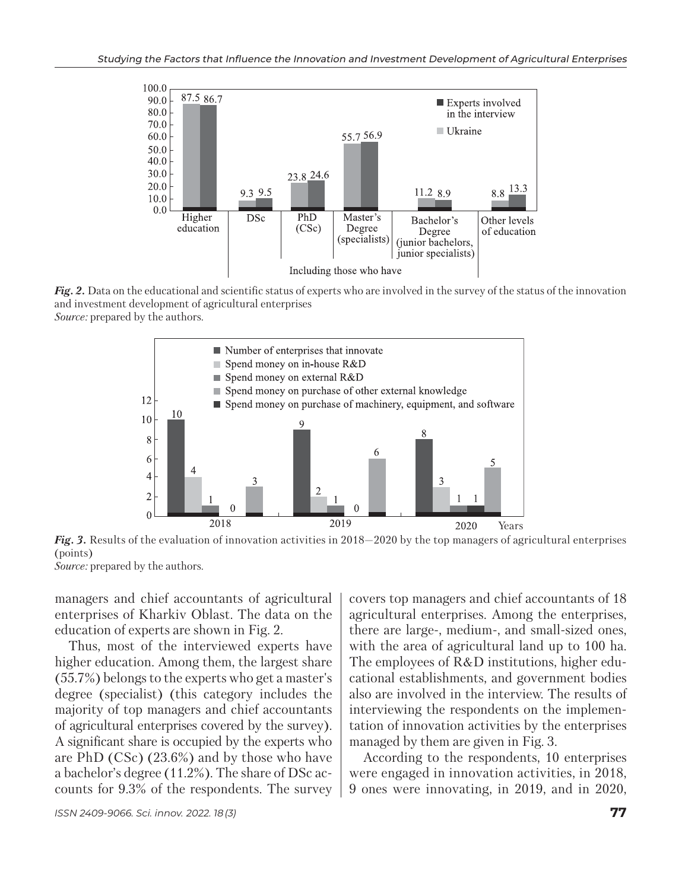*Fig. 2.* Data on the educational and scientific status of experts who are involved in the survey of the status of the innovation and investment development of agricultural enterprises
*Source:* prepared by the authors.

*Fig. 3.* Results of the evaluation of innovation activities in 2018—2020 by the top managers of agricultural enterprises (points)
*Source:* prepared by the authors.

managers and chief accountants of agricultural enterprises of Kharkiv Oblast. The data on the education of experts are shown in Fig. 2.

Thus, most of the interviewed experts have higher education. Among them, the largest share (55.7%) belongs to the experts who get a master's degree (specialist) (this category includes the majority of top managers and chief accountants of agricultural enterprises covered by the survey). A significant share is occupied by the experts who are PhD (CSc) (23.6%) and by those who have a bachelor's degree (11.2%). The share of DSc accounts for 9.3% of the respondents. The survey covers top managers and chief accountants of 18 agricultural enterprises. Among the enterprises, there are large-, medium-, and small-sized ones, with the area of agricultural land up to 100 ha. The employees of R&D institutions, higher educational establishments, and government bodies also are involved in the interview. The results of interviewing the respondents on the implementation of innovation activities by the enterprises managed by them are given in Fig. 3.

According to the respondents, 10 enterprises were engaged in innovation activities, in 2018, 9 ones were innovating, in 2019, and in 2020,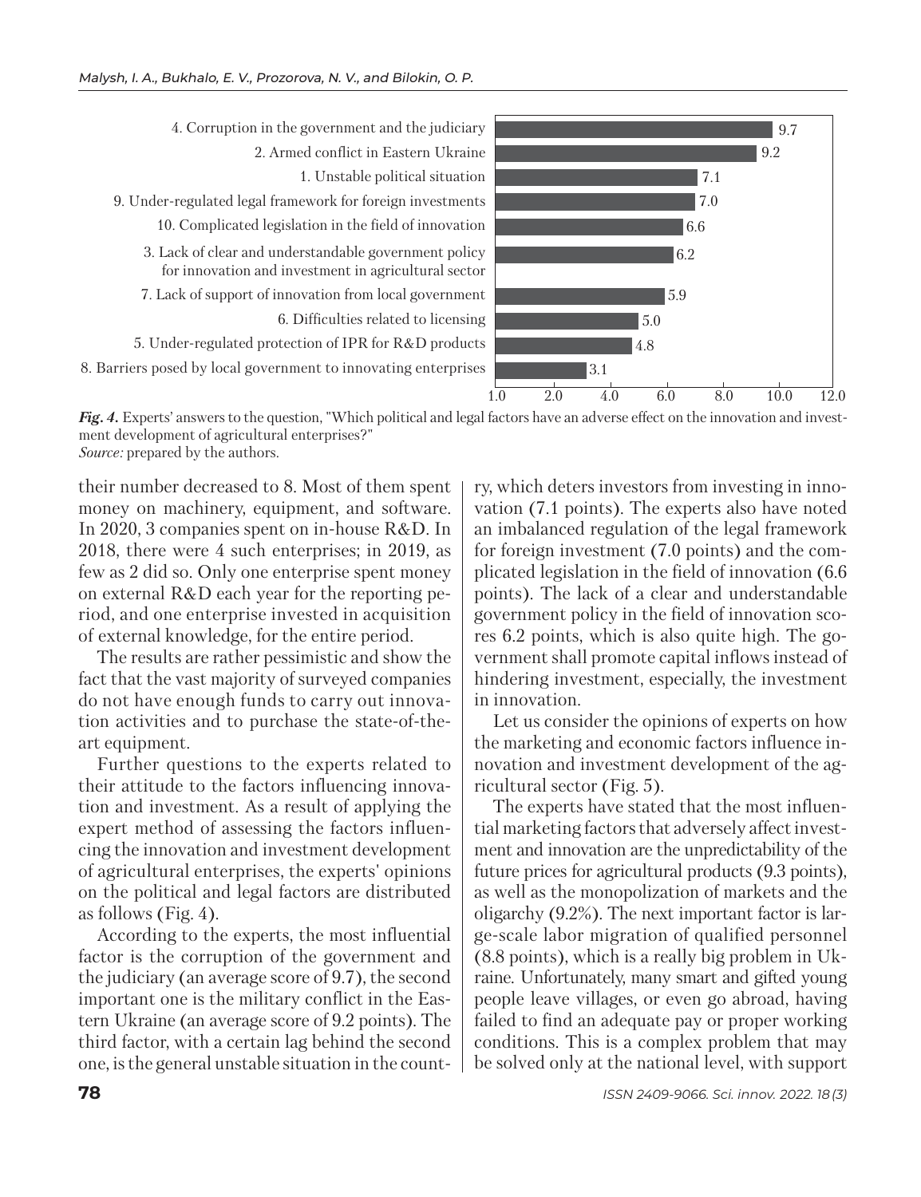| Factor | Score |
|---|---|
| 4. Corruption in the government and the judiciary | 9.7 |
| 2. Armed conflict in Eastern Ukraine | 9.2 |
| 1. Unstable political situation | 7.1 |
| 9. Under-regulated legal framework for foreign investments | 7.0 |
| 10. Complicated legislation in the field of innovation | 6.6 |
| 3. Lack of clear and understandable government policy for innovation and investment in agricultural sector | 6.2 |
| 7. Lack of support of innovation from local government | 5.9 |
| 6. Difficulties related to licensing | 5.0 |
| 5. Under-regulated protection of IPR for R&D products | 4.8 |
| 8. Barriers posed by local government to innovating enterprises | 3.1 |

***Fig. 4.*** Experts' answers to the question, "Which political and legal factors have an adverse effect on the innovation and investment development of agricultural enterprises?"
*Source:* prepared by the authors.

their number decreased to 8. Most of them spent money on machinery, equipment, and software. In 2020, 3 companies spent on in-house R&D. In 2018, there were 4 such enterprises; in 2019, as few as 2 did so. Only one enterprise spent money on external R&D each year for the reporting period, and one enterprise invested in acquisition of external knowledge, for the entire period.

The results are rather pessimistic and show the fact that the vast majority of surveyed companies do not have enough funds to carry out innovation activities and to purchase the state-of-the-art equipment.

Further questions to the experts related to their attitude to the factors influencing innovation and investment. As a result of applying the expert method of assessing the factors influencing the innovation and investment development of agricultural enterprises, the experts' opinions on the political and legal factors are distributed as follows (Fig. 4).

According to the experts, the most influential factor is the corruption of the government and the judiciary (an average score of 9.7), the second important one is the military conflict in the Eastern Ukraine (an average score of 9.2 points). The third factor, with a certain lag behind the second one, is the general unstable situation in the country, which deters investors from investing in innovation (7.1 points). The experts also have noted an imbalanced regulation of the legal framework for foreign investment (7.0 points) and the complicated legislation in the field of innovation (6.6 points). The lack of a clear and understandable government policy in the field of innovation scores 6.2 points, which is also quite high. The government shall promote capital inflows instead of hindering investment, especially, the investment in innovation.

Let us consider the opinions of experts on how the marketing and economic factors influence innovation and investment development of the agricultural sector (Fig. 5).

The experts have stated that the most influential marketing factors that adversely affect investment and innovation are the unpredictability of the future prices for agricultural products (9.3 points), as well as the monopolization of markets and the oligarchy (9.2%). The next important factor is large-scale labor migration of qualified personnel (8.8 points), which is a really big problem in Ukraine. Unfortunately, many smart and gifted young people leave villages, or even go abroad, having failed to find an adequate pay or proper working conditions. This is a complex problem that may be solved only at the national level, with support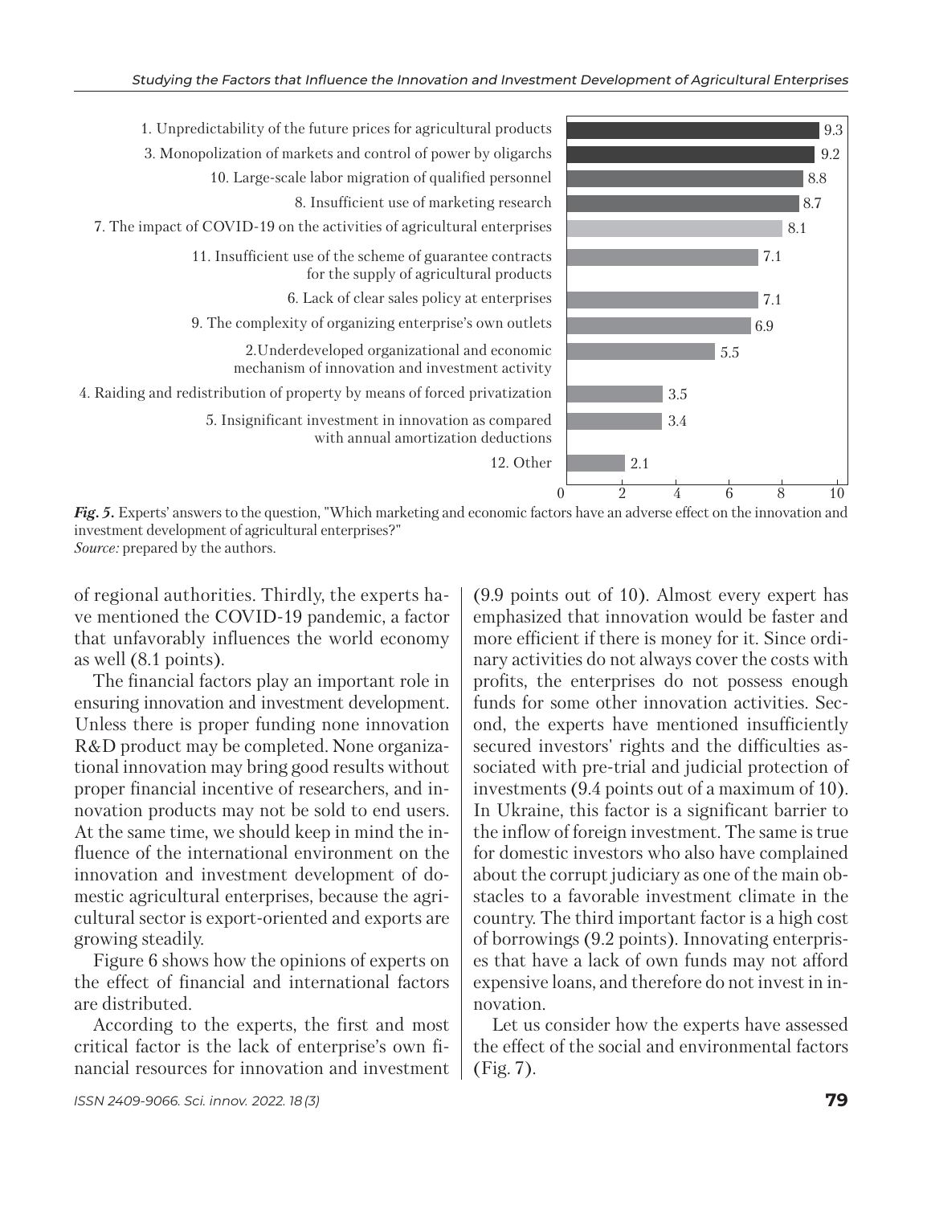| Factor | Score |
|---|---|
| 1. Unpredictability of the future prices for agricultural products | 9.3 |
| 3. Monopolization of markets and control of power by oligarchs | 9.2 |
| 10. Large-scale labor migration of qualified personnel | 8.8 |
| 8. Insufficient use of marketing research | 8.7 |
| 7. The impact of COVID-19 on the activities of agricultural enterprises | 8.1 |
| 11. Insufficient use of the scheme of guarantee contracts for the supply of agricultural products | 7.1 |
| 6. Lack of clear sales policy at enterprises | 7.1 |
| 9. The complexity of organizing enterprise's own outlets | 6.9 |
| 2. Underdeveloped organizational and economic mechanism of innovation and investment activity | 5.5 |
| 4. Raiding and redistribution of property by means of forced privatization | 3.5 |
| 5. Insignificant investment in innovation as compared with annual amortization deductions | 3.4 |
| 12. Other | 2.1 |

***Fig. 5.*** Experts' answers to the question, "Which marketing and economic factors have an adverse effect on the innovation and investment development of agricultural enterprises?"
*Source:* prepared by the authors.

of regional authorities. Thirdly, the experts have mentioned the COVID-19 pandemic, a factor that unfavorably influences the world economy as well (8.1 points).

The financial factors play an important role in ensuring innovation and investment development. Unless there is proper funding none innovation R&D product may be completed. None organizational innovation may bring good results without proper financial incentive of researchers, and innovation products may not be sold to end users. At the same time, we should keep in mind the influence of the international environment on the innovation and investment development of domestic agricultural enterprises, because the agricultural sector is export-oriented and exports are growing steadily.

Figure 6 shows how the opinions of experts on the effect of financial and international factors are distributed.

According to the experts, the first and most critical factor is the lack of enterprise's own financial resources for innovation and investment (9.9 points out of 10). Almost every expert has emphasized that innovation would be faster and more efficient if there is money for it. Since ordinary activities do not always cover the costs with profits, the enterprises do not possess enough funds for some other innovation activities. Second, the experts have mentioned insufficiently secured investors' rights and the difficulties associated with pre-trial and judicial protection of investments (9.4 points out of a maximum of 10). In Ukraine, this factor is a significant barrier to the inflow of foreign investment. The same is true for domestic investors who also have complained about the corrupt judiciary as one of the main obstacles to a favorable investment climate in the country. The third important factor is a high cost of borrowings (9.2 points). Innovating enterprises that have a lack of own funds may not afford expensive loans, and therefore do not invest in innovation.

Let us consider how the experts have assessed the effect of the social and environmental factors (Fig. 7).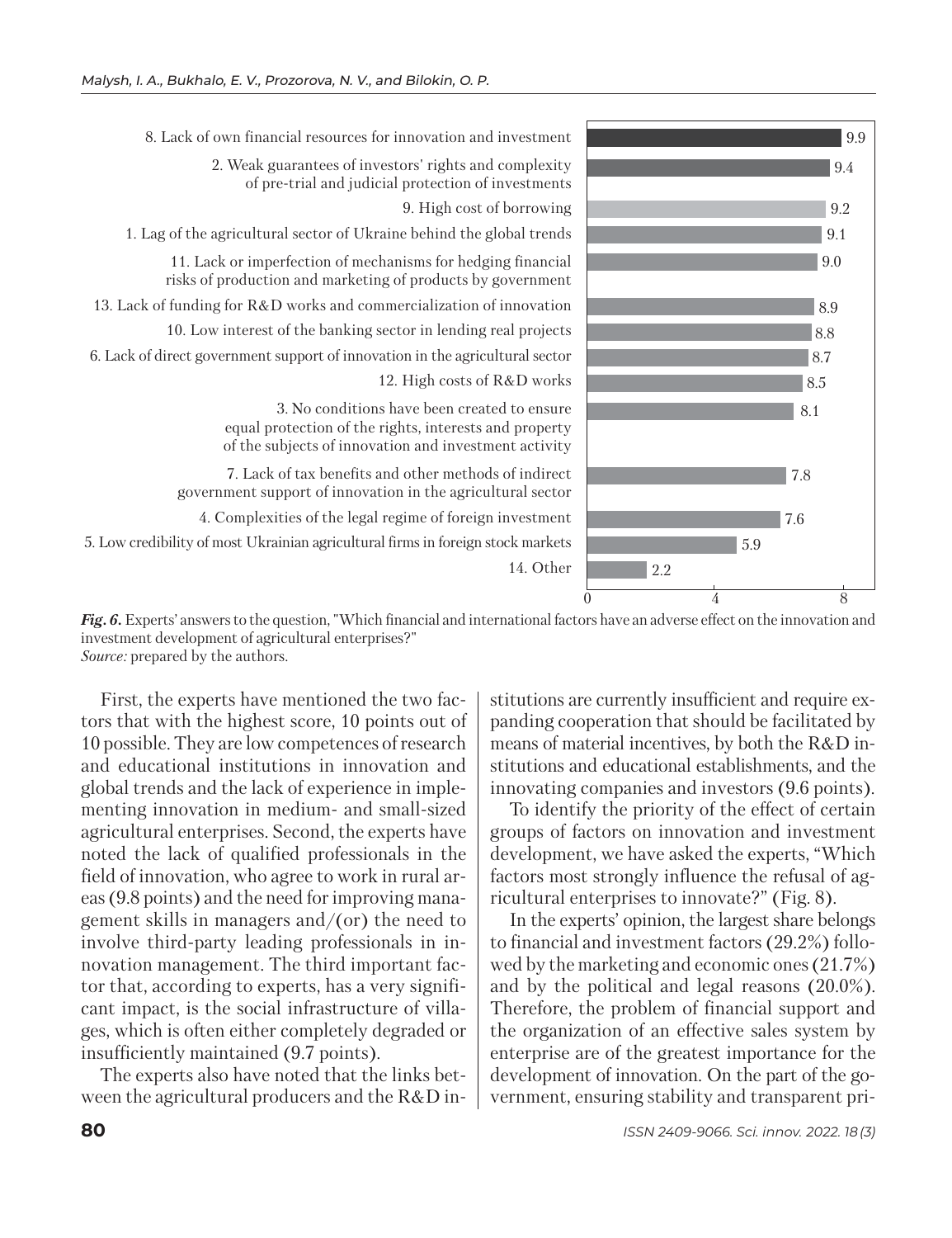| Factor | Score |
|---|---|
| 8. Lack of own financial resources for innovation and investment | 9.9 |
| 2. Weak guarantees of investors' rights and complexity of pre-trial and judicial protection of investments | 9.4 |
| 9. High cost of borrowing | 9.2 |
| 1. Lag of the agricultural sector of Ukraine behind the global trends | 9.1 |
| 11. Lack or imperfection of mechanisms for hedging financial risks of production and marketing of products by government | 9.0 |
| 13. Lack of funding for R&D works and commercialization of innovation | 8.9 |
| 10. Low interest of the banking sector in lending real projects | 8.8 |
| 6. Lack of direct government support of innovation in the agricultural sector | 8.7 |
| 12. High costs of R&D works | 8.5 |
| 3. No conditions have been created to ensure equal protection of the rights, interests and property of the subjects of innovation and investment activity | 8.1 |
| 7. Lack of tax benefits and other methods of indirect government support of innovation in the agricultural sector | 7.8 |
| 4. Complexities of the legal regime of foreign investment | 7.6 |
| 5. Low credibility of most Ukrainian agricultural firms in foreign stock markets | 5.9 |
| 14. Other | 2.2 |

***Fig. 6.*** Experts' answers to the question, "Which financial and international factors have an adverse effect on the innovation and investment development of agricultural enterprises?"
*Source:* prepared by the authors.

First, the experts have mentioned the two factors that with the highest score, 10 points out of 10 possible. They are low competences of research and educational institutions in innovation and global trends and the lack of experience in implementing innovation in medium- and small-sized agricultural enterprises. Second, the experts have noted the lack of qualified professionals in the field of innovation, who agree to work in rural areas (9.8 points) and the need for improving management skills in managers and/(or) the need to involve third-party leading professionals in innovation management. The third important factor that, according to experts, has a very significant impact, is the social infrastructure of villages, which is often either completely degraded or insufficiently maintained (9.7 points).

The experts also have noted that the links between the agricultural producers and the R&D institutions are currently insufficient and require expanding cooperation that should be facilitated by means of material incentives, by both the R&D institutions and educational establishments, and the innovating companies and investors (9.6 points).

To identify the priority of the effect of certain groups of factors on innovation and investment development, we have asked the experts, "Which factors most strongly influence the refusal of agricultural enterprises to innovate?" (Fig. 8).

In the experts' opinion, the largest share belongs to financial and investment factors (29.2%) followed by the marketing and economic ones (21.7%) and by the political and legal reasons (20.0%). Therefore, the problem of financial support and the organization of an effective sales system by enterprise are of the greatest importance for the development of innovation. On the part of the government, ensuring stability and transparent pri-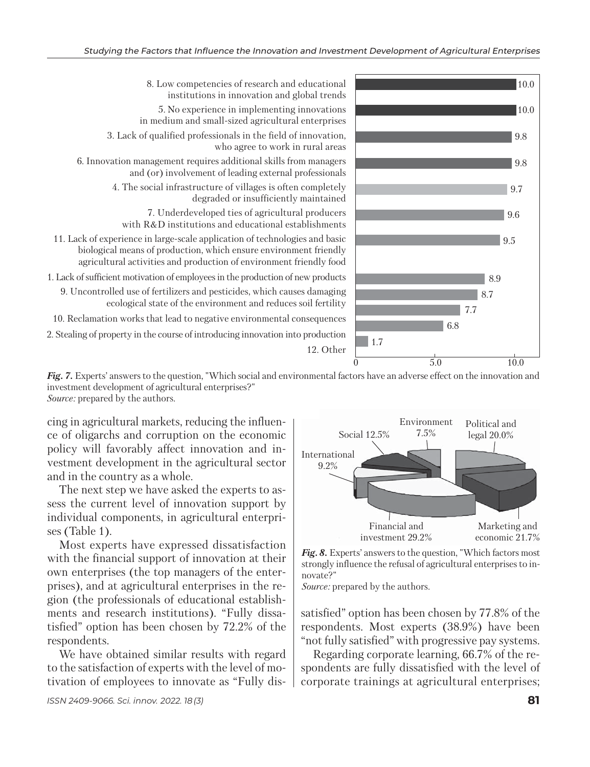8. Low competencies of research and educational institutions in innovation and global trends — 10.0
5. No experience in implementing innovations in medium and small-sized agricultural enterprises — 10.0
3. Lack of qualified professionals in the field of innovation, who agree to work in rural areas — 9.8
6. Innovation management requires additional skills from managers and (or) involvement of leading external professionals — 9.8
4. The social infrastructure of villages is often completely degraded or insufficiently maintained — 9.7
7. Underdeveloped ties of agricultural producers with R&D institutions and educational establishments — 9.6
11. Lack of experience in large-scale application of technologies and basic biological means of production, which ensure environment friendly agricultural activities and production of environment friendly food — 9.5
1. Lack of sufficient motivation of employees in the production of new products — 8.9
9. Uncontrolled use of fertilizers and pesticides, which causes damaging ecological state of the environment and reduces soil fertility — 8.7
10. Reclamation works that lead to negative environmental consequences — 7.7
2. Stealing of property in the course of introducing innovation into production — 6.8
12. Other — 1.7

***Fig. 7.*** Experts' answers to the question, "Which social and environmental factors have an adverse effect on the innovation and investment development of agricultural enterprises?"
*Source:* prepared by the authors.

cing in agricultural markets, reducing the influence of oligarchs and corruption on the economic policy will favorably affect innovation and investment development in the agricultural sector and in the country as a whole.

The next step we have asked the experts to assess the current level of innovation support by individual components, in agricultural enterprises (Table 1).

Most experts have expressed dissatisfaction with the financial support of innovation at their own enterprises (the top managers of the enterprises), and at agricultural enterprises in the region (the professionals of educational establishments and research institutions). "Fully dissatisfied" option has been chosen by 72.2% of the respondents.

We have obtained similar results with regard to the satisfaction of experts with the level of motivation of employees to innovate as "Fully dissatisfied" option has been chosen by 77.8% of the respondents. Most experts (38.9%) have been "not fully satisfied" with progressive pay systems.

Environment 7.5%; Political and legal 20.0%; Social 12.5%; International 9.2%; Financial and investment 29.2%; Marketing and economic 21.7%

***Fig. 8.*** Experts' answers to the question, "Which factors most strongly influence the refusal of agricultural enterprises to innovate?"
*Source:* prepared by the authors.

Regarding corporate learning, 66.7% of the respondents are fully dissatisfied with the level of corporate trainings at agricultural enterprises;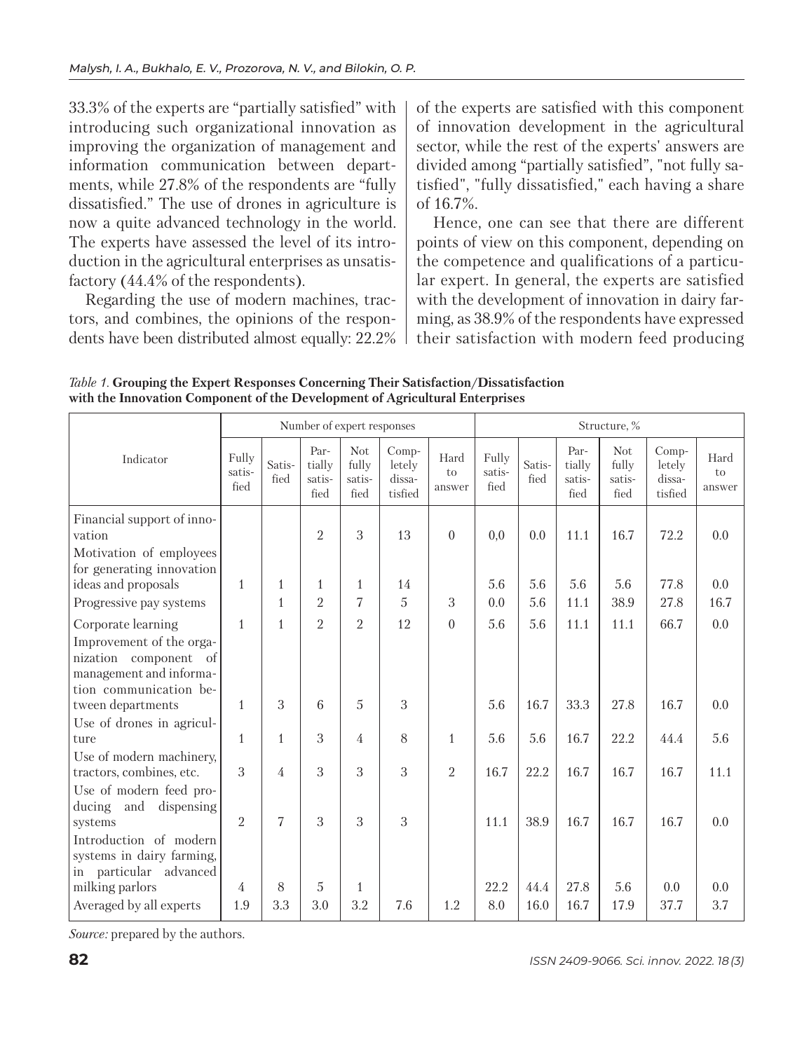33.3% of the experts are “partially satisfied” with introducing such organizational innovation as improving the organization of management and information communication between departments, while 27.8% of the respondents are “fully dissatisfied.” The use of drones in agriculture is now a quite advanced technology in the world. The experts have assessed the level of its introduction in the agricultural enterprises as unsatisfactory (44.4% of the respondents).

Regarding the use of modern machines, tractors, and combines, the opinions of the respondents have been distributed almost equally: 22.2% of the experts are satisfied with this component of innovation development in the agricultural sector, while the rest of the experts' answers are divided among “partially satisfied", "not fully satisfied", "fully dissatisfied," each having a share of 16.7%.

Hence, one can see that there are different points of view on this component, depending on the competence and qualifications of a particular expert. In general, the experts are satisfied with the development of innovation in dairy farming, as 38.9% of the respondents have expressed their satisfaction with modern feed producing

*Table 1.* **Grouping the Expert Responses Concerning Their Satisfaction/Dissatisfaction with the Innovation Component of the Development of Agricultural Enterprises**

| Indicator | Number of expert responses | | | | | | Structure, % | | | | | |
|---|---|---|---|---|---|---|---|---|---|---|---|---|
| | Fully satisfied | Satisfied | Partially satisfied | Not fully satisfied | Completely dissatisfied | Hard to answer | Fully satisfied | Satisfied | Partially satisfied | Not fully satisfied | Completely dissatisfied | Hard to answer |
| Financial support of innovation | | | 2 | 3 | 13 | 0 | 0,0 | 0.0 | 11.1 | 16.7 | 72.2 | 0.0 |
| Motivation of employees for generating innovation ideas and proposals | 1 | 1 | 1 | 1 | 14 | | 5.6 | 5.6 | 5.6 | 5.6 | 77.8 | 0.0 |
| Progressive pay systems | | 1 | 2 | 7 | 5 | 3 | 0.0 | 5.6 | 11.1 | 38.9 | 27.8 | 16.7 |
| Corporate learning | 1 | 1 | 2 | 2 | 12 | 0 | 5.6 | 5.6 | 11.1 | 11.1 | 66.7 | 0.0 |
| Improvement of the organization component of management and information communication between departments | 1 | 3 | 6 | 5 | 3 | | 5.6 | 16.7 | 33.3 | 27.8 | 16.7 | 0.0 |
| Use of drones in agriculture | 1 | 1 | 3 | 4 | 8 | 1 | 5.6 | 5.6 | 16.7 | 22.2 | 44.4 | 5.6 |
| Use of modern machinery, tractors, combines, etc. | 3 | 4 | 3 | 3 | 3 | 2 | 16.7 | 22.2 | 16.7 | 16.7 | 16.7 | 11.1 |
| Use of modern feed producing and dispensing systems | 2 | 7 | 3 | 3 | 3 | | 11.1 | 38.9 | 16.7 | 16.7 | 16.7 | 0.0 |
| Introduction of modern systems in dairy farming, in particular advanced milking parlors | 4 | 8 | 5 | 1 | | | 22.2 | 44.4 | 27.8 | 5.6 | 0.0 | 0.0 |
| Averaged by all experts | 1.9 | 3.3 | 3.0 | 3.2 | 7.6 | 1.2 | 8.0 | 16.0 | 16.7 | 17.9 | 37.7 | 3.7 |

*Source:* prepared by the authors.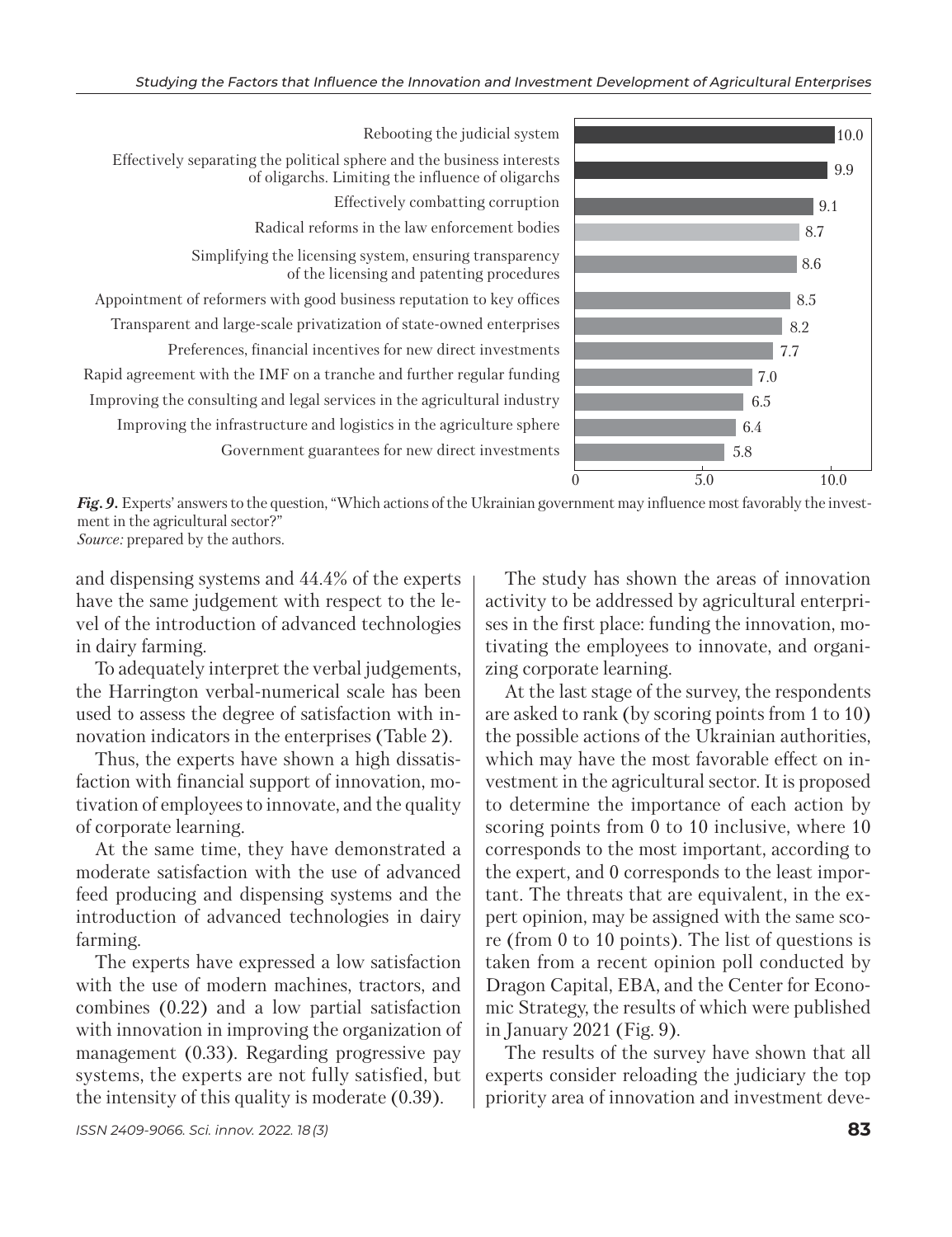| Action | Score |
|---|---|
| Rebooting the judicial system | 10.0 |
| Effectively separating the political sphere and the business interests of oligarchs. Limiting the influence of oligarchs | 9.9 |
| Effectively combatting corruption | 9.1 |
| Radical reforms in the law enforcement bodies | 8.7 |
| Simplifying the licensing system, ensuring transparency of the licensing and patenting procedures | 8.6 |
| Appointment of reformers with good business reputation to key offices | 8.5 |
| Transparent and large-scale privatization of state-owned enterprises | 8.2 |
| Preferences, financial incentives for new direct investments | 7.7 |
| Rapid agreement with the IMF on a tranche and further regular funding | 7.0 |
| Improving the consulting and legal services in the agricultural industry | 6.5 |
| Improving the infrastructure and logistics in the agriculture sphere | 6.4 |
| Government guarantees for new direct investments | 5.8 |

***Fig. 9.*** Experts' answers to the question, "Which actions of the Ukrainian government may influence most favorably the investment in the agricultural sector?"
*Source:* prepared by the authors.

and dispensing systems and 44.4% of the experts have the same judgement with respect to the level of the introduction of advanced technologies in dairy farming.

To adequately interpret the verbal judgements, the Harrington verbal-numerical scale has been used to assess the degree of satisfaction with innovation indicators in the enterprises (Table 2).

Thus, the experts have shown a high dissatisfaction with financial support of innovation, motivation of employees to innovate, and the quality of corporate learning.

At the same time, they have demonstrated a moderate satisfaction with the use of advanced feed producing and dispensing systems and the introduction of advanced technologies in dairy farming.

The experts have expressed a low satisfaction with the use of modern machines, tractors, and combines (0.22) and a low partial satisfaction with innovation in improving the organization of management (0.33). Regarding progressive pay systems, the experts are not fully satisfied, but the intensity of this quality is moderate (0.39).

The study has shown the areas of innovation activity to be addressed by agricultural enterprises in the first place: funding the innovation, motivating the employees to innovate, and organizing corporate learning.

At the last stage of the survey, the respondents are asked to rank (by scoring points from 1 to 10) the possible actions of the Ukrainian authorities, which may have the most favorable effect on investment in the agricultural sector. It is proposed to determine the importance of each action by scoring points from 0 to 10 inclusive, where 10 corresponds to the most important, according to the expert, and 0 corresponds to the least important. The threats that are equivalent, in the expert opinion, may be assigned with the same score (from 0 to 10 points). The list of questions is taken from a recent opinion poll conducted by Dragon Capital, EBA, and the Center for Economic Strategy, the results of which were published in January 2021 (Fig. 9).

The results of the survey have shown that all experts consider reloading the judiciary the top priority area of innovation and investment deve-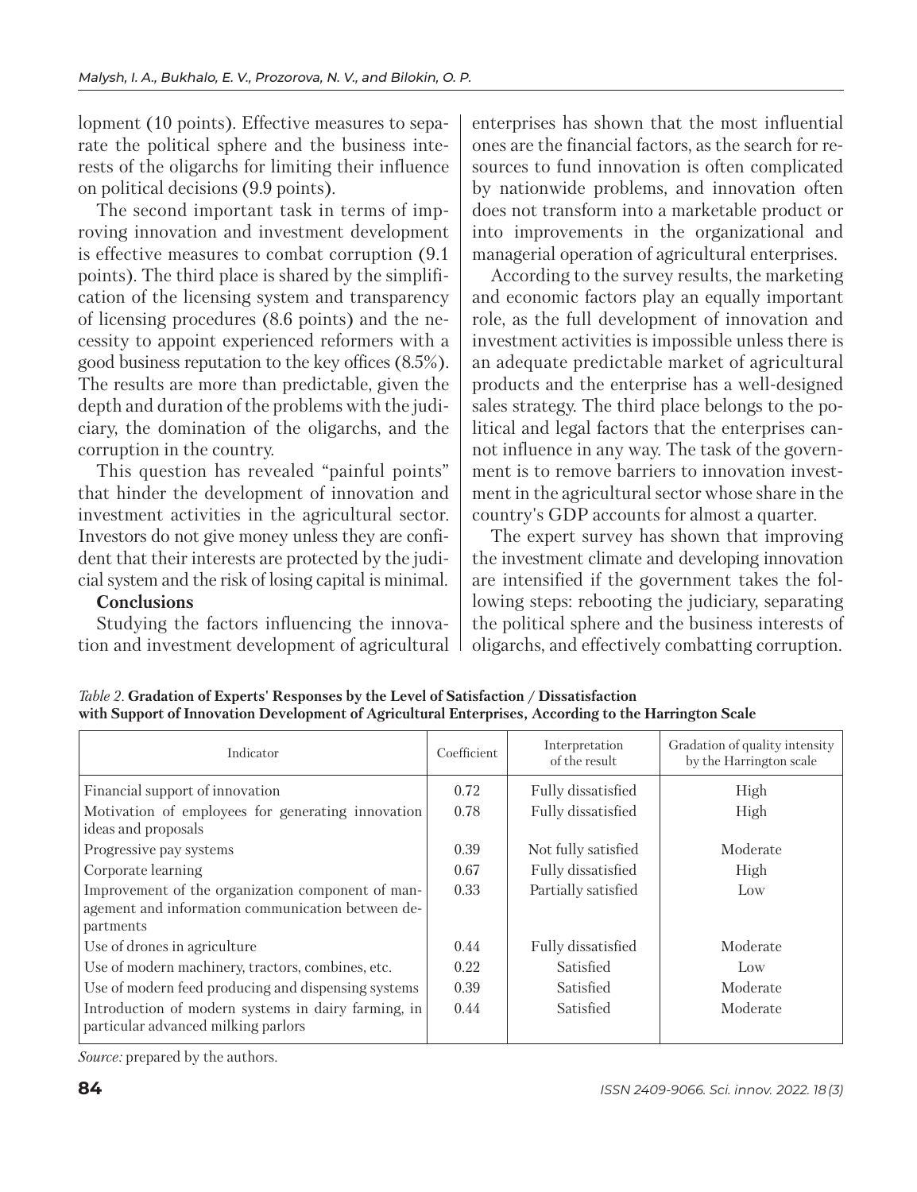lopment (10 points). Effective measures to separate the political sphere and the business interests of the oligarchs for limiting their influence on political decisions (9.9 points).

The second important task in terms of improving innovation and investment development is effective measures to combat corruption (9.1 points). The third place is shared by the simplification of the licensing system and transparency of licensing procedures (8.6 points) and the necessity to appoint experienced reformers with a good business reputation to the key offices (8.5%). The results are more than predictable, given the depth and duration of the problems with the judiciary, the domination of the oligarchs, and the corruption in the country.

This question has revealed "painful points" that hinder the development of innovation and investment activities in the agricultural sector. Investors do not give money unless they are confident that their interests are protected by the judicial system and the risk of losing capital is minimal.

## Conclusions

Studying the factors influencing the innovation and investment development of agricultural enterprises has shown that the most influential ones are the financial factors, as the search for resources to fund innovation is often complicated by nationwide problems, and innovation often does not transform into a marketable product or into improvements in the organizational and managerial operation of agricultural enterprises.

According to the survey results, the marketing and economic factors play an equally important role, as the full development of innovation and investment activities is impossible unless there is an adequate predictable market of agricultural products and the enterprise has a well-designed sales strategy. The third place belongs to the political and legal factors that the enterprises cannot influence in any way. The task of the government is to remove barriers to innovation investment in the agricultural sector whose share in the country's GDP accounts for almost a quarter.

The expert survey has shown that improving the investment climate and developing innovation are intensified if the government takes the following steps: rebooting the judiciary, separating the political sphere and the business interests of oligarchs, and effectively combatting corruption.

*Table 2.* **Gradation of Experts' Responses by the Level of Satisfaction / Dissatisfaction with Support of Innovation Development of Agricultural Enterprises, According to the Harrington Scale**

| Indicator | Coefficient | Interpretation of the result | Gradation of quality intensity by the Harrington scale |
|---|---|---|---|
| Financial support of innovation | 0.72 | Fully dissatisfied | High |
| Motivation of employees for generating innovation ideas and proposals | 0.78 | Fully dissatisfied | High |
| Progressive pay systems | 0.39 | Not fully satisfied | Moderate |
| Corporate learning | 0.67 | Fully dissatisfied | High |
| Improvement of the organization component of management and information communication between departments | 0.33 | Partially satisfied | Low |
| Use of drones in agriculture | 0.44 | Fully dissatisfied | Moderate |
| Use of modern machinery, tractors, combines, etc. | 0.22 | Satisfied | Low |
| Use of modern feed producing and dispensing systems | 0.39 | Satisfied | Moderate |
| Introduction of modern systems in dairy farming, in particular advanced milking parlors | 0.44 | Satisfied | Moderate |

*Source:* prepared by the authors.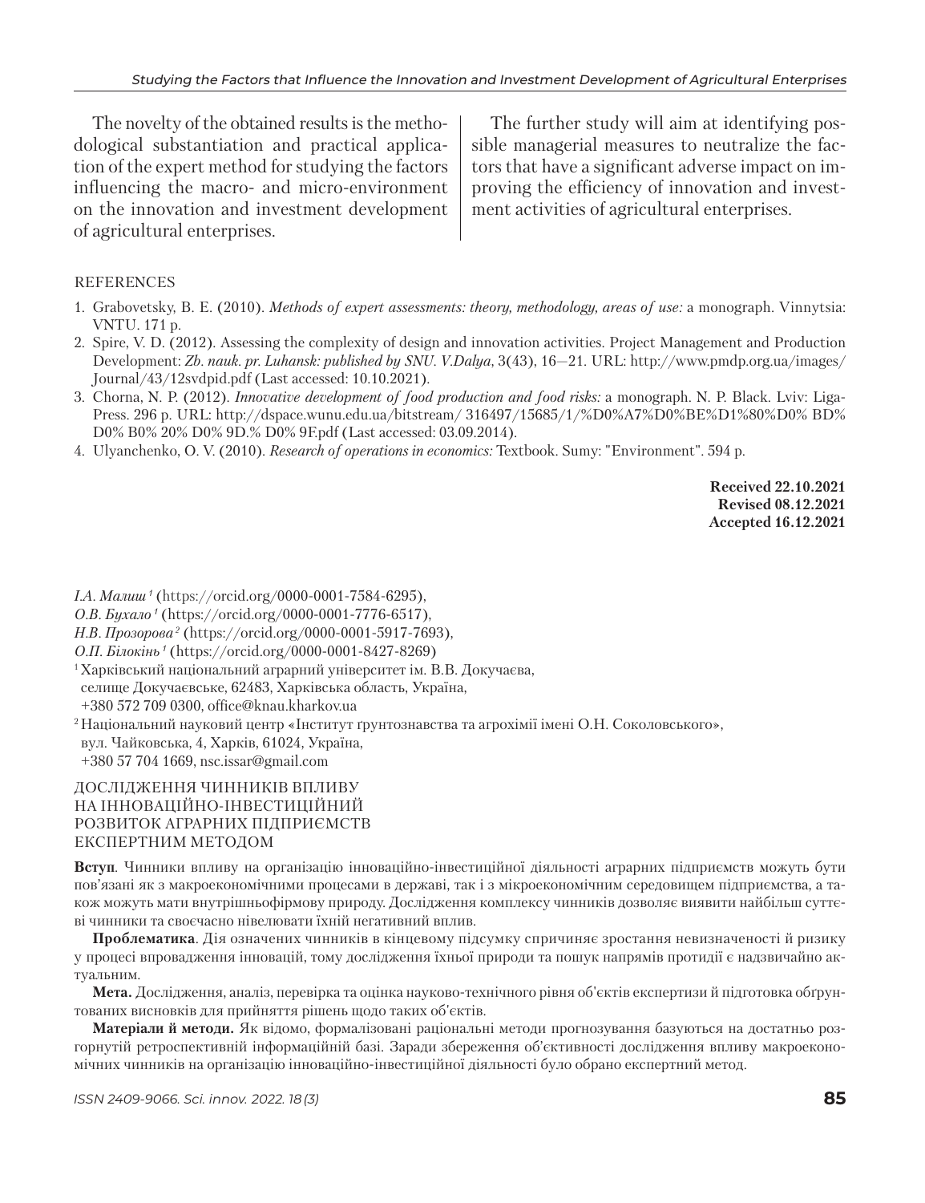The novelty of the obtained results is the methodological substantiation and practical application of the expert method for studying the factors influencing the macro- and micro-environment on the innovation and investment development of agricultural enterprises.

The further study will aim at identifying possible managerial measures to neutralize the factors that have a significant adverse impact on improving the efficiency of innovation and investment activities of agricultural enterprises.

REFERENCES

1. Grabovetsky, B. E. (2010). *Methods of expert assessments: theory, methodology, areas of use:* a monograph. Vinnytsia: VNTU. 171 p.
2. Spire, V. D. (2012). Assessing the complexity of design and innovation activities. Project Management and Production Development: *Zb. nauk. pr. Luhansk: published by SNU. V.Dalya*, 3(43), 16—21. URL: http://www.pmdp.org.ua/images/Journal/43/12svdpid.pdf (Last accessed: 10.10.2021).
3. Chorna, N. P. (2012). *Innovative development of food production and food risks:* a monograph. N. P. Black. Lviv: Liga-Press. 296 p. URL: http://dspace.wunu.edu.ua/bitstream/ 316497/15685/1/%D0%A7%D0%BE%D1%80%D0% BD%D0% B0% 20% D0% 9D.% D0% 9F.pdf (Last accessed: 03.09.2014).
4. Ulyanchenko, O. V. (2010). *Research of operations in economics:* Textbook. Sumy: "Environment". 594 p.

**Received 22.10.2021**
**Revised 08.12.2021**
**Accepted 16.12.2021**

*І.А. Малиш* [1] (https://orcid.org/0000-0001-7584-6295),
*О.В. Бухало* [1] (https://orcid.org/0000-0001-7776-6517),
*Н.В. Прозорова* [2] (https://orcid.org/0000-0001-5917-7693),
*О.П. Білокінь* [1] (https://orcid.org/0000-0001-8427-8269)

[1] Харківський національний аграрний університет ім. В.В. Докучаєва,
селище Докучаєвське, 62483, Харківська область, Україна,
+380 572 709 0300, office@knau.kharkov.ua

[2] Національний науковий центр «Інститут ґрунтознавства та агрохімії імені О.Н. Соколовського»,
вул. Чайковська, 4, Харків, 61024, Україна,
+380 57 704 1669, nsc.issar@gmail.com

## ДОСЛІДЖЕННЯ ЧИННИКІВ ВПЛИВУ НА ІННОВАЦІЙНО-ІНВЕСТИЦІЙНИЙ РОЗВИТОК АГРАРНИХ ПІДПРИЄМСТВ ЕКСПЕРТНИМ МЕТОДОМ

**Вступ**. Чинники впливу на організацію інноваційно-інвестиційної діяльності аграрних підприємств можуть бути пов'язані як з макроекономічними процесами в державі, так і з мікроекономічним середовищем підприємства, а також можуть мати внутрішньофірмову природу. Дослідження комплексу чинників дозволяє виявити найбільш суттєві чинники та своєчасно нівелювати їхній негативний вплив.

**Проблематика**. Дія означених чинників в кінцевому підсумку спричиняє зростання невизначеності й ризику у процесі впровадження інновацій, тому дослідження їхньої природи та пошук напрямів протидії є надзвичайно актуальним.

**Мета.** Дослідження, аналіз, перевірка та оцінка науково-технічного рівня об'єктів експертизи й підготовка обгрунтованих висновків для прийняття рішень щодо таких об'єктів.

**Матеріали й методи.** Як відомо, формалізовані раціональні методи прогнозування базуються на достатньо розгорнутій ретроспективній інформаційній базі. Заради збереження об'єктивності дослідження впливу макроекономічних чинників на організацію інноваційно-інвестиційної діяльності було обрано експертний метод.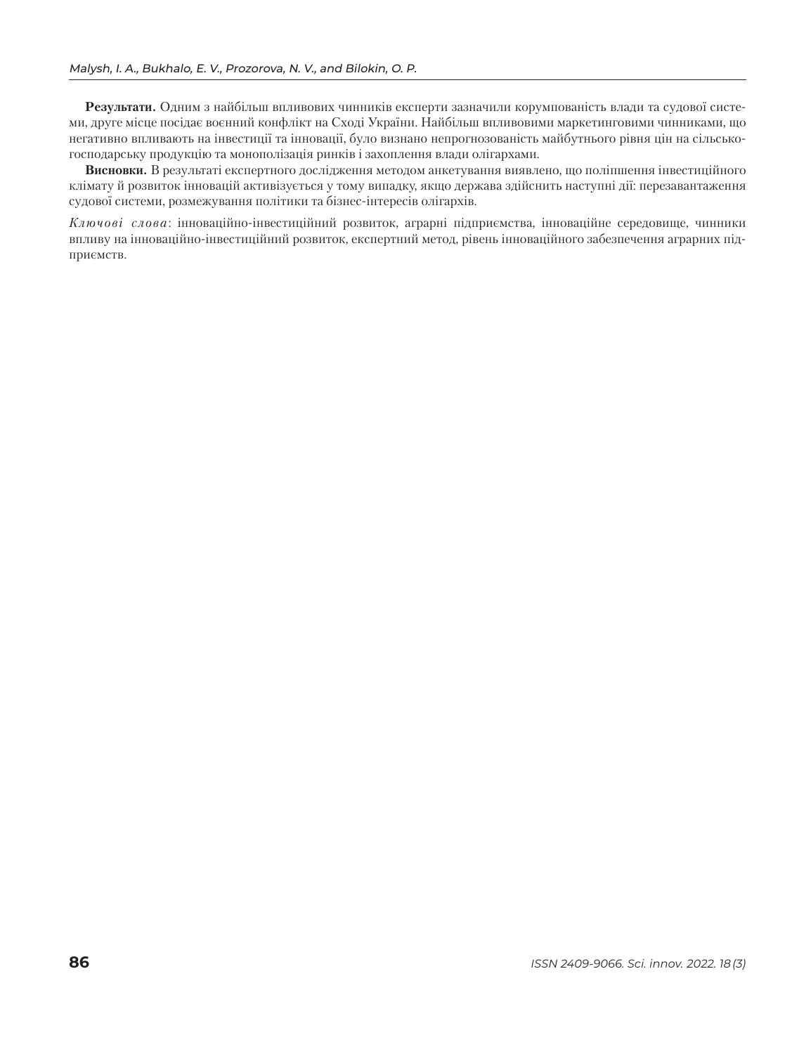**Результати.** Одним з найбільш впливових чинників експерти зазначили корумпованість влади та судової системи, друге місце посідає воєнний конфлікт на Сході України. Найбільш впливовими маркетинговими чинниками, що негативно впливають на інвестиції та інновації, було визнано непрогнозованість майбутнього рівня цін на сільськогосподарську продукцію та монополізація ринків і захоплення влади олігархами.

**Висновки.** В результаті експертного дослідження методом анкетування виявлено, що поліпшення інвестиційного клімату й розвиток інновацій активізується у тому випадку, якщо держава здійснить наступні дії: перезавантаження судової системи, розмежування політики та бізнес-інтересів олігархів.

*Ключові слова*: інноваційно-інвестиційний розвиток, аграрні підприємства, інноваційне середовище, чинники впливу на інноваційно-інвестиційний розвиток, експертний метод, рівень інноваційного забезпечення аграрних підприємств.